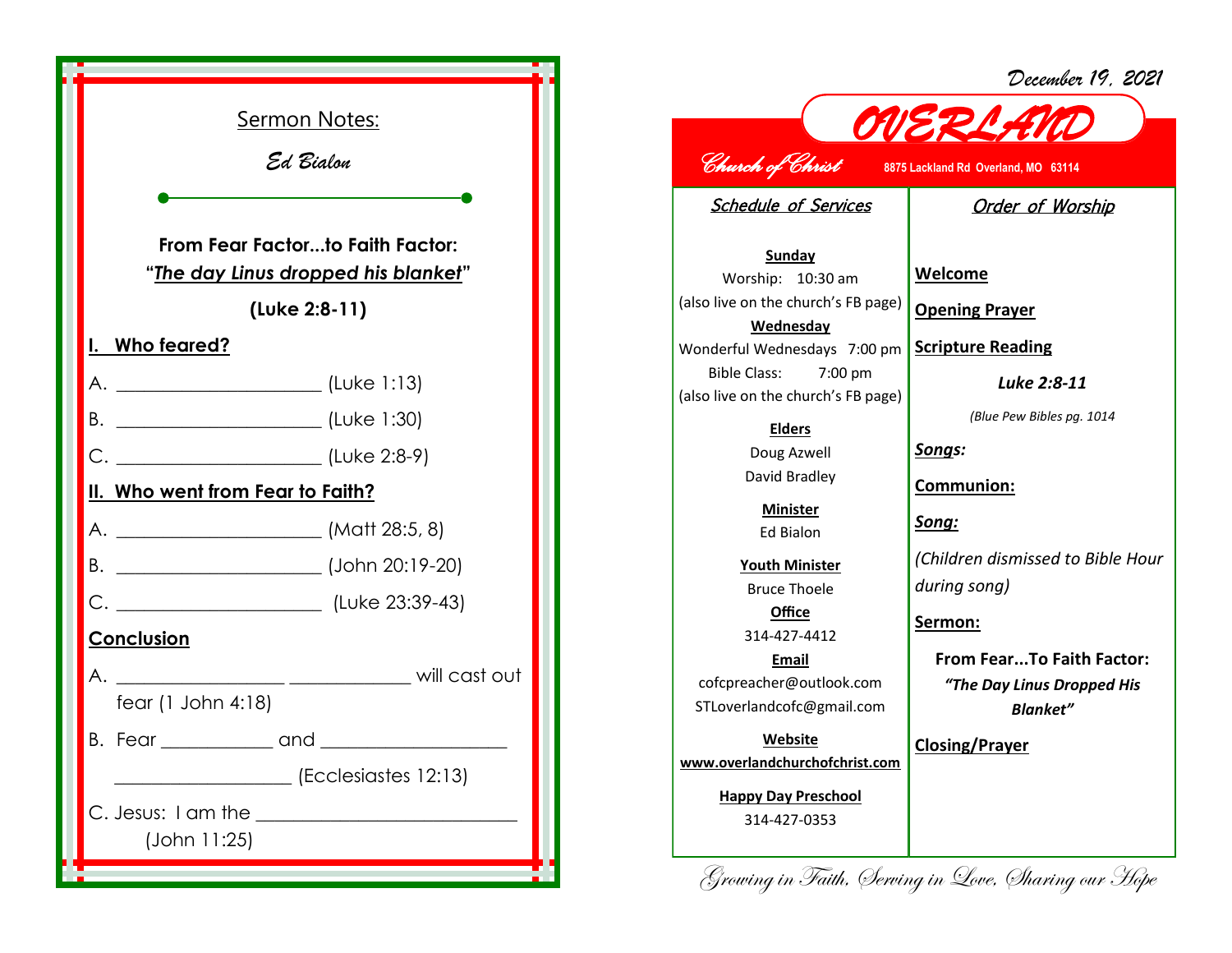## Sermon Notes:

*Ed Bialon*

**From Fear Factor...to Faith Factor:**
**"*The day Linus dropped his blanket*"**

**(Luke 2:8-11)**

**I. Who feared?**

A. ____________________ (Luke 1:13)

B. ____________________ (Luke 1:30)

C. ____________________ (Luke 2:8-9)

**II. Who went from Fear to Faith?**

A. ____________________ (Matt 28:5, 8)

B. ____________________ (John 20:19-20)

C. ____________________ (Luke 23:39-43)

**Conclusion**

A. ________________ ____________ will cast out fear (1 John 4:18)

B. Fear __________ and ________________ ________________ (Ecclesiastes 12:13)

C. Jesus: I am the ______________________ (John 11:25)

---

*December 19, 2021*

# OVERLAND

*Church of Christ* **8875 Lackland Rd Overland, MO 63114**

## *Schedule of Services*

**Sunday**
Worship: 10:30 am
(also live on the church's FB page)

**Wednesday**
Wonderful Wednesdays 7:00 pm
Bible Class: 7:00 pm
(also live on the church's FB page)

**Elders**
Doug Azwell
David Bradley

**Minister**
Ed Bialon

**Youth Minister**
Bruce Thoele

**Office**
314-427-4412

**Email**
cofcpreacher@outlook.com
STLoverlandcofc@gmail.com

**Website**
**www.overlandchurchofchrist.com**

**Happy Day Preschool**
314-427-0353

## *Order of Worship*

**Welcome**

**Opening Prayer**

**Scripture Reading**

***Luke 2:8-11***

*(Blue Pew Bibles pg. 1014)*

***Songs:***

**Communion:**

***Song:***

*(Children dismissed to Bible Hour during song)*

**Sermon:**

**From Fear...To Faith Factor:**
***"The Day Linus Dropped His Blanket"***

**Closing/Prayer**

*Growing in Faith, Serving in Love, Sharing our Hope*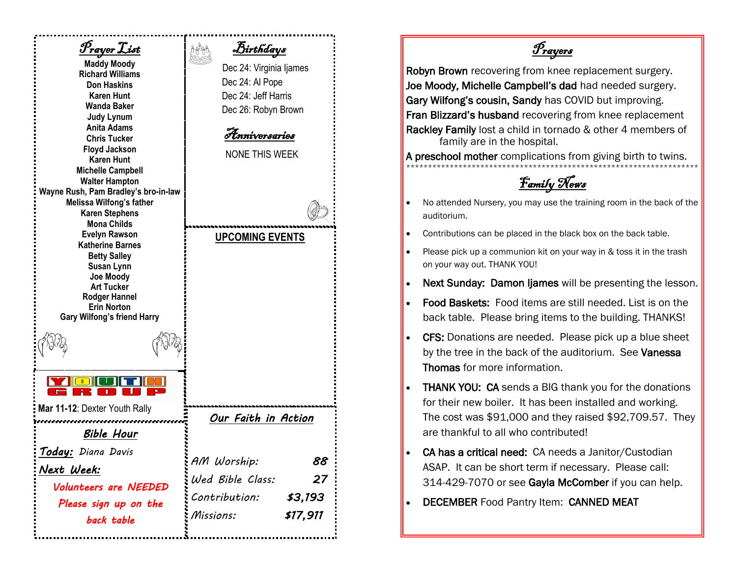## Prayer List

Maddy Moody
Richard Williams
Don Haskins
Karen Hunt
Wanda Baker
Judy Lynum
Anita Adams
Chris Tucker
Floyd Jackson
Karen Hunt
Michelle Campbell
Walter Hampton
Wayne Rush, Pam Bradley's bro-in-law
Melissa Wilfong's father
Karen Stephens
Mona Childs
Evelyn Rawson
Katherine Barnes
Betty Salley
Susan Lynn
Joe Moody
Art Tucker
Rodger Hannel
Erin Norton
Gary Wilfong's friend Harry

## YOUTH GROUP

**Mar 11-12**: Dexter Youth Rally

## Bible Hour

***Today:*** *Diana Davis*

***Next Week:***

*Volunteers are NEEDED*
*Please sign up on the back table*

## Birthdays

Dec 24: Virginia Ijames
Dec 24: Al Pope
Dec 24: Jeff Harris
Dec 26: Robyn Brown

## Anniversaries

NONE THIS WEEK

## UPCOMING EVENTS

## Our Faith in Action

| | |
|---|---|
| *AM Worship:* | ***88*** |
| *Wed Bible Class:* | ***27*** |
| *Contribution:* | ***$3,193*** |
| *Missions:* | ***$17,911*** |

## Prayers

Robyn Brown recovering from knee replacement surgery.
Joe Moody, Michelle Campbell's dad had needed surgery.
Gary Wilfong's cousin, Sandy has COVID but improving.
Fran Blizzard's husband recovering from knee replacement
Rackley Family lost a child in tornado & other 4 members of family are in the hospital.
A preschool mother complications from giving birth to twins.

******************************************************************

## Family News

- No attended Nursery, you may use the training room in the back of the auditorium.
- Contributions can be placed in the black box on the back table.
- Please pick up a communion kit on your way in & toss it in the trash on your way out. THANK YOU!
- Next Sunday: Damon Ijames will be presenting the lesson.
- Food Baskets: Food items are still needed. List is on the back table. Please bring items to the building. THANKS!
- CFS: Donations are needed. Please pick up a blue sheet by the tree in the back of the auditorium. See Vanessa Thomas for more information.
- THANK YOU: CA sends a BIG thank you for the donations for their new boiler. It has been installed and working. The cost was $91,000 and they raised $92,709.57. They are thankful to all who contributed!
- CA has a critical need: CA needs a Janitor/Custodian ASAP. It can be short term if necessary. Please call: 314-429-7070 or see Gayla McComber if you can help.
- DECEMBER Food Pantry Item: CANNED MEAT